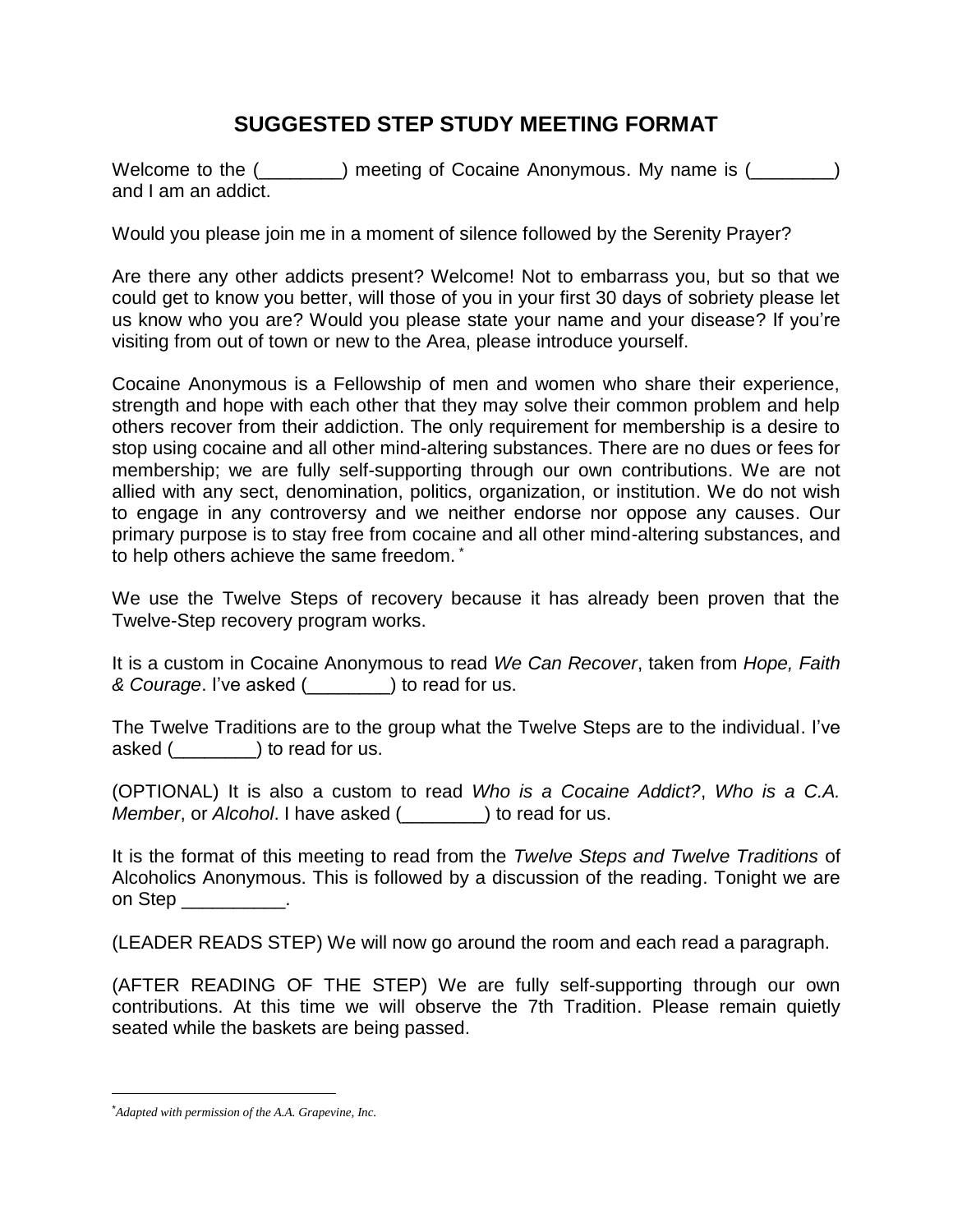## SUGGESTED STEP STUDY MEETING FORMAT

Welcome to the (________) meeting of Cocaine Anonymous. My name is (________) and I am an addict.

Would you please join me in a moment of silence followed by the Serenity Prayer?

Are there any other addicts present? Welcome! Not to embarrass you, but so that we could get to know you better, will those of you in your first 30 days of sobriety please let us know who you are? Would you please state your name and your disease? If you're visiting from out of town or new to the Area, please introduce yourself.

Cocaine Anonymous is a Fellowship of men and women who share their experience, strength and hope with each other that they may solve their common problem and help others recover from their addiction. The only requirement for membership is a desire to stop using cocaine and all other mind-altering substances. There are no dues or fees for membership; we are fully self-supporting through our own contributions. We are not allied with any sect, denomination, politics, organization, or institution. We do not wish to engage in any controversy and we neither endorse nor oppose any causes. Our primary purpose is to stay free from cocaine and all other mind-altering substances, and to help others achieve the same freedom. *

We use the Twelve Steps of recovery because it has already been proven that the Twelve-Step recovery program works.

It is a custom in Cocaine Anonymous to read *We Can Recover*, taken from *Hope, Faith & Courage*. I've asked (________) to read for us.

The Twelve Traditions are to the group what the Twelve Steps are to the individual. I've asked (________) to read for us.

(OPTIONAL) It is also a custom to read *Who is a Cocaine Addict?*, *Who is a C.A. Member*, or *Alcohol*. I have asked (________) to read for us.

It is the format of this meeting to read from the *Twelve Steps and Twelve Traditions* of Alcoholics Anonymous. This is followed by a discussion of the reading. Tonight we are on Step __________.

(LEADER READS STEP) We will now go around the room and each read a paragraph.

(AFTER READING OF THE STEP) We are fully self-supporting through our own contributions. At this time we will observe the 7th Tradition. Please remain quietly seated while the baskets are being passed.

---

**Footnote:** * *Adapted with permission of the A.A. Grapevine, Inc.*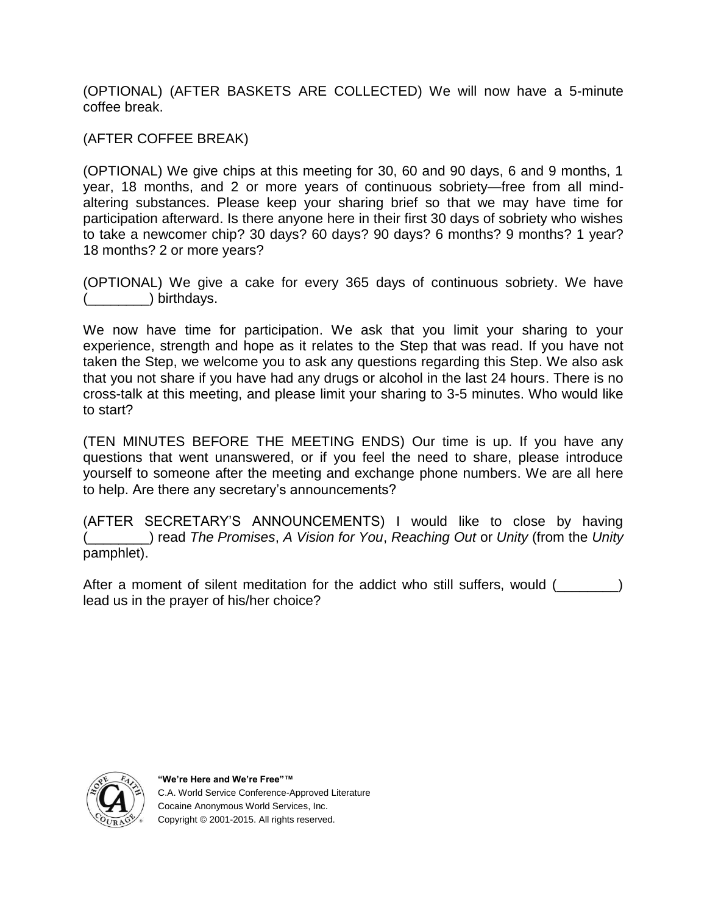(OPTIONAL) (AFTER BASKETS ARE COLLECTED) We will now have a 5-minute coffee break.

(AFTER COFFEE BREAK)

(OPTIONAL) We give chips at this meeting for 30, 60 and 90 days, 6 and 9 months, 1 year, 18 months, and 2 or more years of continuous sobriety—free from all mind-altering substances. Please keep your sharing brief so that we may have time for participation afterward. Is there anyone here in their first 30 days of sobriety who wishes to take a newcomer chip? 30 days? 60 days? 90 days? 6 months? 9 months? 1 year? 18 months? 2 or more years?

(OPTIONAL) We give a cake for every 365 days of continuous sobriety. We have (________) birthdays.

We now have time for participation. We ask that you limit your sharing to your experience, strength and hope as it relates to the Step that was read. If you have not taken the Step, we welcome you to ask any questions regarding this Step. We also ask that you not share if you have had any drugs or alcohol in the last 24 hours. There is no cross-talk at this meeting, and please limit your sharing to 3-5 minutes. Who would like to start?

(TEN MINUTES BEFORE THE MEETING ENDS) Our time is up. If you have any questions that went unanswered, or if you feel the need to share, please introduce yourself to someone after the meeting and exchange phone numbers. We are all here to help. Are there any secretary's announcements?

(AFTER SECRETARY'S ANNOUNCEMENTS) I would like to close by having (________) read *The Promises*, *A Vision for You*, *Reaching Out* or *Unity* (from the *Unity* pamphlet).

After a moment of silent meditation for the addict who still suffers, would (________) lead us in the prayer of his/her choice?

**"We're Here and We're Free"™**
C.A. World Service Conference-Approved Literature
Cocaine Anonymous World Services, Inc.
Copyright © 2001-2015. All rights reserved.